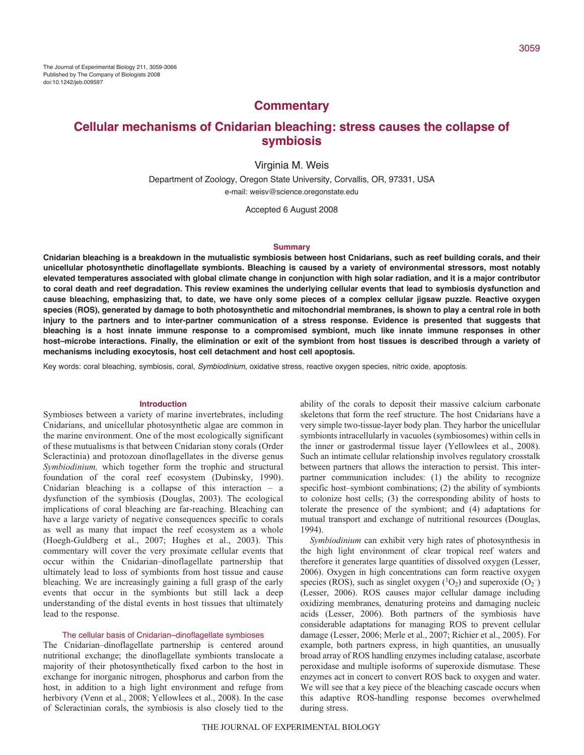The Journal of Experimental Biology 211, 3059-3066
Published by The Company of Biologists 2008
doi:10.1242/jeb.009597

## Commentary

# Cellular mechanisms of Cnidarian bleaching: stress causes the collapse of symbiosis

Virginia M. Weis

Department of Zoology, Oregon State University, Corvallis, OR, 97331, USA
e-mail: weisv@science.oregonstate.edu

Accepted 6 August 2008

### Summary

**Cnidarian bleaching is a breakdown in the mutualistic symbiosis between host Cnidarians, such as reef building corals, and their unicellular photosynthetic dinoflagellate symbionts. Bleaching is caused by a variety of environmental stressors, most notably elevated temperatures associated with global climate change in conjunction with high solar radiation, and it is a major contributor to coral death and reef degradation. This review examines the underlying cellular events that lead to symbiosis dysfunction and cause bleaching, emphasizing that, to date, we have only some pieces of a complex cellular jigsaw puzzle. Reactive oxygen species (ROS), generated by damage to both photosynthetic and mitochondrial membranes, is shown to play a central role in both injury to the partners and to inter-partner communication of a stress response. Evidence is presented that suggests that bleaching is a host innate immune response to a compromised symbiont, much like innate immune responses in other host–microbe interactions. Finally, the elimination or exit of the symbiont from host tissues is described through a variety of mechanisms including exocytosis, host cell detachment and host cell apoptosis.**

Key words: coral bleaching, symbiosis, coral, *Symbiodinium*, oxidative stress, reactive oxygen species, nitric oxide, apoptosis.

## Introduction

Symbioses between a variety of marine invertebrates, including Cnidarians, and unicellular photosynthetic algae are common in the marine environment. One of the most ecologically significant of these mutualisms is that between Cnidarian stony corals (Order Scleractinia) and protozoan dinoflagellates in the diverse genus *Symbiodinium,* which together form the trophic and structural foundation of the coral reef ecosystem (Dubinsky, 1990). Cnidarian bleaching is a collapse of this interaction – a dysfunction of the symbiosis (Douglas, 2003). The ecological implications of coral bleaching are far-reaching. Bleaching can have a large variety of negative consequences specific to corals as well as many that impact the reef ecosystem as a whole (Hoegh-Guldberg et al., 2007; Hughes et al., 2003). This commentary will cover the very proximate cellular events that occur within the Cnidarian–dinoflagellate partnership that ultimately lead to loss of symbionts from host tissue and cause bleaching. We are increasingly gaining a full grasp of the early events that occur in the symbionts but still lack a deep understanding of the distal events in host tissues that ultimately lead to the response.

### The cellular basis of Cnidarian–dinoflagellate symbioses

The Cnidarian–dinoflagellate partnership is centered around nutritional exchange; the dinoflagellate symbionts translocate a majority of their photosynthetically fixed carbon to the host in exchange for inorganic nitrogen, phosphorus and carbon from the host, in addition to a high light environment and refuge from herbivory (Venn et al., 2008; Yellowlees et al., 2008). In the case of Scleractinian corals, the symbiosis is also closely tied to the ability of the corals to deposit their massive calcium carbonate skeletons that form the reef structure. The host Cnidarians have a very simple two-tissue-layer body plan. They harbor the unicellular symbionts intracellularly in vacuoles (symbiosomes) within cells in the inner or gastrodermal tissue layer (Yellowlees et al., 2008). Such an intimate cellular relationship involves regulatory crosstalk between partners that allows the interaction to persist. This inter-partner communication includes: (1) the ability to recognize specific host–symbiont combinations; (2) the ability of symbionts to colonize host cells; (3) the corresponding ability of hosts to tolerate the presence of the symbiont; and (4) adaptations for mutual transport and exchange of nutritional resources (Douglas, 1994).

*Symbiodinium* can exhibit very high rates of photosynthesis in the high light environment of clear tropical reef waters and therefore it generates large quantities of dissolved oxygen (Lesser, 2006). Oxygen in high concentrations can form reactive oxygen species (ROS), such as singlet oxygen ($^1O_2$) and superoxide ($O_2^-$) (Lesser, 2006). ROS causes major cellular damage including oxidizing membranes, denaturing proteins and damaging nucleic acids (Lesser, 2006). Both partners of the symbiosis have considerable adaptations for managing ROS to prevent cellular damage (Lesser, 2006; Merle et al., 2007; Richier et al., 2005). For example, both partners express, in high quantities, an unusually broad array of ROS handling enzymes including catalase, ascorbate peroxidase and multiple isoforms of superoxide dismutase. These enzymes act in concert to convert ROS back to oxygen and water. We will see that a key piece of the bleaching cascade occurs when this adaptive ROS-handling response becomes overwhelmed during stress.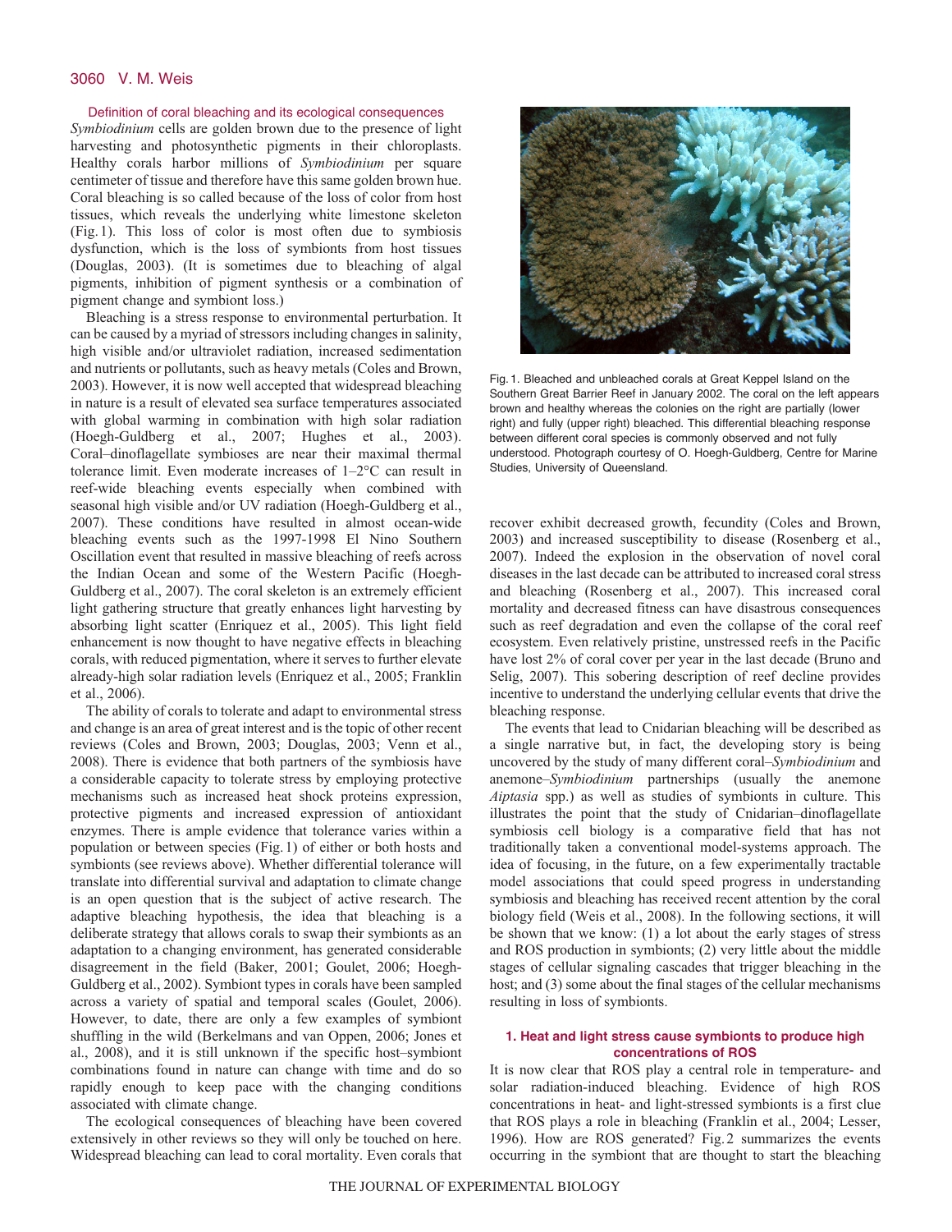## Definition of coral bleaching and its ecological consequences

*Symbiodinium* cells are golden brown due to the presence of light harvesting and photosynthetic pigments in their chloroplasts. Healthy corals harbor millions of *Symbiodinium* per square centimeter of tissue and therefore have this same golden brown hue. Coral bleaching is so called because of the loss of color from host tissues, which reveals the underlying white limestone skeleton (Fig. 1). This loss of color is most often due to symbiosis dysfunction, which is the loss of symbionts from host tissues (Douglas, 2003). (It is sometimes due to bleaching of algal pigments, inhibition of pigment synthesis or a combination of pigment change and symbiont loss.)

Bleaching is a stress response to environmental perturbation. It can be caused by a myriad of stressors including changes in salinity, high visible and/or ultraviolet radiation, increased sedimentation and nutrients or pollutants, such as heavy metals (Coles and Brown, 2003). However, it is now well accepted that widespread bleaching in nature is a result of elevated sea surface temperatures associated with global warming in combination with high solar radiation (Hoegh-Guldberg et al., 2007; Hughes et al., 2003). Coral–dinoflagellate symbioses are near their maximal thermal tolerance limit. Even moderate increases of 1–2°C can result in reef-wide bleaching events especially when combined with seasonal high visible and/or UV radiation (Hoegh-Guldberg et al., 2007). These conditions have resulted in almost ocean-wide bleaching events such as the 1997-1998 El Nino Southern Oscillation event that resulted in massive bleaching of reefs across the Indian Ocean and some of the Western Pacific (Hoegh-Guldberg et al., 2007). The coral skeleton is an extremely efficient light gathering structure that greatly enhances light harvesting by absorbing light scatter (Enriquez et al., 2005). This light field enhancement is now thought to have negative effects in bleaching corals, with reduced pigmentation, where it serves to further elevate already-high solar radiation levels (Enriquez et al., 2005; Franklin et al., 2006).

The ability of corals to tolerate and adapt to environmental stress and change is an area of great interest and is the topic of other recent reviews (Coles and Brown, 2003; Douglas, 2003; Venn et al., 2008). There is evidence that both partners of the symbiosis have a considerable capacity to tolerate stress by employing protective mechanisms such as increased heat shock proteins expression, protective pigments and increased expression of antioxidant enzymes. There is ample evidence that tolerance varies within a population or between species (Fig. 1) of either or both hosts and symbionts (see reviews above). Whether differential tolerance will translate into differential survival and adaptation to climate change is an open question that is the subject of active research. The adaptive bleaching hypothesis, the idea that bleaching is a deliberate strategy that allows corals to swap their symbionts as an adaptation to a changing environment, has generated considerable disagreement in the field (Baker, 2001; Goulet, 2006; Hoegh-Guldberg et al., 2002). Symbiont types in corals have been sampled across a variety of spatial and temporal scales (Goulet, 2006). However, to date, there are only a few examples of symbiont shuffling in the wild (Berkelmans and van Oppen, 2006; Jones et al., 2008), and it is still unknown if the specific host–symbiont combinations found in nature can change with time and do so rapidly enough to keep pace with the changing conditions associated with climate change.

The ecological consequences of bleaching have been covered extensively in other reviews so they will only be touched on here. Widespread bleaching can lead to coral mortality. Even corals that recover exhibit decreased growth, fecundity (Coles and Brown, 2003) and increased susceptibility to disease (Rosenberg et al., 2007). Indeed the explosion in the observation of novel coral diseases in the last decade can be attributed to increased coral stress and bleaching (Rosenberg et al., 2007). This increased coral mortality and decreased fitness can have disastrous consequences such as reef degradation and even the collapse of the coral reef ecosystem. Even relatively pristine, unstressed reefs in the Pacific have lost 2% of coral cover per year in the last decade (Bruno and Selig, 2007). This sobering description of reef decline provides incentive to understand the underlying cellular events that drive the bleaching response.

Fig. 1. Bleached and unbleached corals at Great Keppel Island on the Southern Great Barrier Reef in January 2002. The coral on the left appears brown and healthy whereas the colonies on the right are partially (lower right) and fully (upper right) bleached. This differential bleaching response between different coral species is commonly observed and not fully understood. Photograph courtesy of O. Hoegh-Guldberg, Centre for Marine Studies, University of Queensland.

The events that lead to Cnidarian bleaching will be described as a single narrative but, in fact, the developing story is being uncovered by the study of many different coral–*Symbiodinium* and anemone–*Symbiodinium* partnerships (usually the anemone *Aiptasia* spp.) as well as studies of symbionts in culture. This illustrates the point that the study of Cnidarian–dinoflagellate symbiosis cell biology is a comparative field that has not traditionally taken a conventional model-systems approach. The idea of focusing, in the future, on a few experimentally tractable model associations that could speed progress in understanding symbiosis and bleaching has received recent attention by the coral biology field (Weis et al., 2008). In the following sections, it will be shown that we know: (1) a lot about the early stages of stress and ROS production in symbionts; (2) very little about the middle stages of cellular signaling cascades that trigger bleaching in the host; and (3) some about the final stages of the cellular mechanisms resulting in loss of symbionts.

## 1. Heat and light stress cause symbionts to produce high concentrations of ROS

It is now clear that ROS play a central role in temperature- and solar radiation-induced bleaching. Evidence of high ROS concentrations in heat- and light-stressed symbionts is a first clue that ROS plays a role in bleaching (Franklin et al., 2004; Lesser, 1996). How are ROS generated? Fig. 2 summarizes the events occurring in the symbiont that are thought to start the bleaching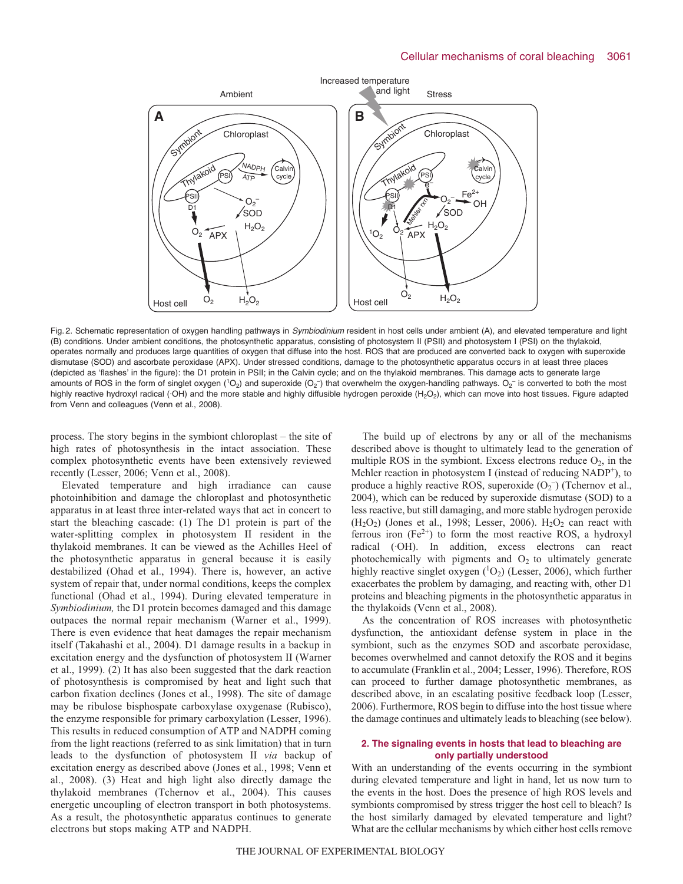Fig. 2. Schematic representation of oxygen handling pathways in *Symbiodinium* resident in host cells under ambient (A), and elevated temperature and light (B) conditions. Under ambient conditions, the photosynthetic apparatus, consisting of photosystem II (PSII) and photosystem I (PSI) on the thylakoid, operates normally and produces large quantities of oxygen that diffuse into the host. ROS that are produced are converted back to oxygen with superoxide dismutase (SOD) and ascorbate peroxidase (APX). Under stressed conditions, damage to the photosynthetic apparatus occurs in at least three places (depicted as 'flashes' in the figure): the D1 protein in PSII; in the Calvin cycle; and on the thylakoid membranes. This damage acts to generate large amounts of ROS in the form of singlet oxygen ($^1O_2$) and superoxide ($O_2^-$) that overwhelm the oxygen-handling pathways. $O_2^-$ is converted to both the most highly reactive hydroxyl radical (·OH) and the more stable and highly diffusible hydrogen peroxide ($H_2O_2$), which can move into host tissues. Figure adapted from Venn and colleagues (Venn et al., 2008).

process. The story begins in the symbiont chloroplast – the site of high rates of photosynthesis in the intact association. These complex photosynthetic events have been extensively reviewed recently (Lesser, 2006; Venn et al., 2008).

Elevated temperature and high irradiance can cause photoinhibition and damage the chloroplast and photosynthetic apparatus in at least three inter-related ways that act in concert to start the bleaching cascade: (1) The D1 protein is part of the water-splitting complex in photosystem II resident in the thylakoid membranes. It can be viewed as the Achilles Heel of the photosynthetic apparatus in general because it is easily destabilized (Ohad et al., 1994). There is, however, an active system of repair that, under normal conditions, keeps the complex functional (Ohad et al., 1994). During elevated temperature in *Symbiodinium,* the D1 protein becomes damaged and this damage outpaces the normal repair mechanism (Warner et al., 1999). There is even evidence that heat damages the repair mechanism itself (Takahashi et al., 2004). D1 damage results in a backup in excitation energy and the dysfunction of photosystem II (Warner et al., 1999). (2) It has also been suggested that the dark reaction of photosynthesis is compromised by heat and light such that carbon fixation declines (Jones et al., 1998). The site of damage may be ribulose bisphospate carboxylase oxygenase (Rubisco), the enzyme responsible for primary carboxylation (Lesser, 1996). This results in reduced consumption of ATP and NADPH coming from the light reactions (referred to as sink limitation) that in turn leads to the dysfunction of photosystem II *via* backup of excitation energy as described above (Jones et al., 1998; Venn et al., 2008). (3) Heat and high light also directly damage the thylakoid membranes (Tchernov et al., 2004). This causes energetic uncoupling of electron transport in both photosystems. As a result, the photosynthetic apparatus continues to generate electrons but stops making ATP and NADPH.

The build up of electrons by any or all of the mechanisms described above is thought to ultimately lead to the generation of multiple ROS in the symbiont. Excess electrons reduce $O_2$, in the Mehler reaction in photosystem I (instead of reducing $NADP^+$), to produce a highly reactive ROS, superoxide ($O_2^-$) (Tchernov et al., 2004), which can be reduced by superoxide dismutase (SOD) to a less reactive, but still damaging, and more stable hydrogen peroxide ($H_2O_2$) (Jones et al., 1998; Lesser, 2006). $H_2O_2$ can react with ferrous iron ($Fe^{2+}$) to form the most reactive ROS, a hydroxyl radical (·OH). In addition, excess electrons can react photochemically with pigments and $O_2$ to ultimately generate highly reactive singlet oxygen ($^1O_2$) (Lesser, 2006), which further exacerbates the problem by damaging, and reacting with, other D1 proteins and bleaching pigments in the photosynthetic apparatus in the thylakoids (Venn et al., 2008).

As the concentration of ROS increases with photosynthetic dysfunction, the antioxidant defense system in place in the symbiont, such as the enzymes SOD and ascorbate peroxidase, becomes overwhelmed and cannot detoxify the ROS and it begins to accumulate (Franklin et al., 2004; Lesser, 1996). Therefore, ROS can proceed to further damage photosynthetic membranes, as described above, in an escalating positive feedback loop (Lesser, 2006). Furthermore, ROS begin to diffuse into the host tissue where the damage continues and ultimately leads to bleaching (see below).

### 2. The signaling events in hosts that lead to bleaching are only partially understood

With an understanding of the events occurring in the symbiont during elevated temperature and light in hand, let us now turn to the events in the host. Does the presence of high ROS levels and symbionts compromised by stress trigger the host cell to bleach? Is the host similarly damaged by elevated temperature and light? What are the cellular mechanisms by which either host cells remove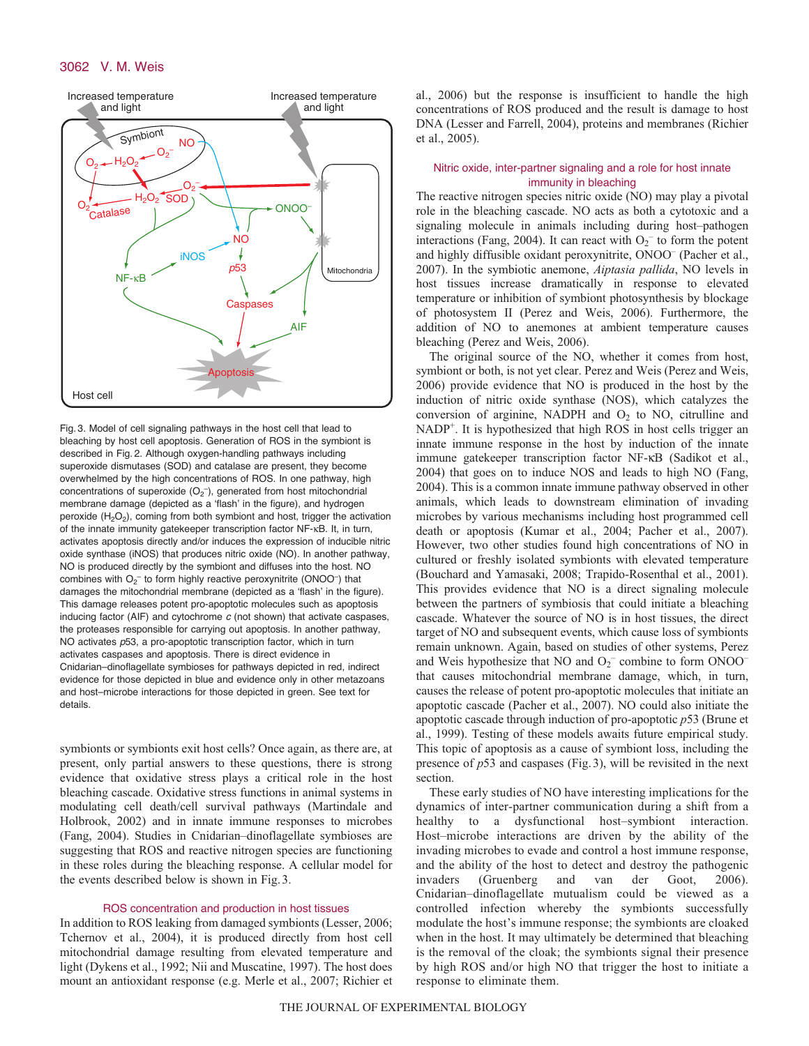Fig. 3. Model of cell signaling pathways in the host cell that lead to bleaching by host cell apoptosis. Generation of ROS in the symbiont is described in Fig. 2. Although oxygen-handling pathways including superoxide dismutases (SOD) and catalase are present, they become overwhelmed by the high concentrations of ROS. In one pathway, high concentrations of superoxide ($O_2^-$), generated from host mitochondrial membrane damage (depicted as a 'flash' in the figure), and hydrogen peroxide ($H_2O_2$), coming from both symbiont and host, trigger the activation of the innate immunity gatekeeper transcription factor NF-κB. It, in turn, activates apoptosis directly and/or induces the expression of inducible nitric oxide synthase (iNOS) that produces nitric oxide (NO). In another pathway, NO is produced directly by the symbiont and diffuses into the host. NO combines with $O_2^-$ to form highly reactive peroxynitrite ($ONOO^-$) that damages the mitochondrial membrane (depicted as a 'flash' in the figure). This damage releases potent pro-apoptotic molecules such as apoptosis inducing factor (AIF) and cytochrome *c* (not shown) that activate caspases, the proteases responsible for carrying out apoptosis. In another pathway, NO activates *p*53, a pro-apoptotic transcription factor, which in turn activates caspases and apoptosis. There is direct evidence in Cnidarian–dinoflagellate symbioses for pathways depicted in red, indirect evidence for those depicted in blue and evidence only in other metazoans and host–microbe interactions for those depicted in green. See text for details.

symbionts or symbionts exit host cells? Once again, as there are, at present, only partial answers to these questions, there is strong evidence that oxidative stress plays a critical role in the host bleaching cascade. Oxidative stress functions in animal systems in modulating cell death/cell survival pathways (Martindale and Holbrook, 2002) and in innate immune responses to microbes (Fang, 2004). Studies in Cnidarian–dinoflagellate symbioses are suggesting that ROS and reactive nitrogen species are functioning in these roles during the bleaching response. A cellular model for the events described below is shown in Fig. 3.

### ROS concentration and production in host tissues

In addition to ROS leaking from damaged symbionts (Lesser, 2006; Tchernov et al., 2004), it is produced directly from host cell mitochondrial damage resulting from elevated temperature and light (Dykens et al., 1992; Nii and Muscatine, 1997). The host does mount an antioxidant response (e.g. Merle et al., 2007; Richier et al., 2006) but the response is insufficient to handle the high concentrations of ROS produced and the result is damage to host DNA (Lesser and Farrell, 2004), proteins and membranes (Richier et al., 2005).

### Nitric oxide, inter-partner signaling and a role for host innate immunity in bleaching

The reactive nitrogen species nitric oxide (NO) may play a pivotal role in the bleaching cascade. NO acts as both a cytotoxic and a signaling molecule in animals including during host–pathogen interactions (Fang, 2004). It can react with $O_2^-$ to form the potent and highly diffusible oxidant peroxynitrite, $ONOO^-$ (Pacher et al., 2007). In the symbiotic anemone, *Aiptasia pallida*, NO levels in host tissues increase dramatically in response to elevated temperature or inhibition of symbiont photosynthesis by blockage of photosystem II (Perez and Weis, 2006). Furthermore, the addition of NO to anemones at ambient temperature causes bleaching (Perez and Weis, 2006).

The original source of the NO, whether it comes from host, symbiont or both, is not yet clear. Perez and Weis (Perez and Weis, 2006) provide evidence that NO is produced in the host by the induction of nitric oxide synthase (NOS), which catalyzes the conversion of arginine, NADPH and $O_2$ to NO, citrulline and $NADP^+$. It is hypothesized that high ROS in host cells trigger an innate immune response in the host by induction of the innate immune gatekeeper transcription factor NF-κB (Sadikot et al., 2004) that goes on to induce NOS and leads to high NO (Fang, 2004). This is a common innate immune pathway observed in other animals, which leads to downstream elimination of invading microbes by various mechanisms including host programmed cell death or apoptosis (Kumar et al., 2004; Pacher et al., 2007). However, two other studies found high concentrations of NO in cultured or freshly isolated symbionts with elevated temperature (Bouchard and Yamasaki, 2008; Trapido-Rosenthal et al., 2001). This provides evidence that NO is a direct signaling molecule between the partners of symbiosis that could initiate a bleaching cascade. Whatever the source of NO is in host tissues, the direct target of NO and subsequent events, which cause loss of symbionts remain unknown. Again, based on studies of other systems, Perez and Weis hypothesize that NO and $O_2^-$ combine to form $ONOO^-$ that causes mitochondrial membrane damage, which, in turn, causes the release of potent pro-apoptotic molecules that initiate an apoptotic cascade (Pacher et al., 2007). NO could also initiate the apoptotic cascade through induction of pro-apoptotic *p*53 (Brune et al., 1999). Testing of these models awaits future empirical study. This topic of apoptosis as a cause of symbiont loss, including the presence of *p*53 and caspases (Fig. 3), will be revisited in the next section.

These early studies of NO have interesting implications for the inter-partner communication during a shift from a healthy to a dysfunctional host–symbiont interaction. Host–microbe interactions are driven by the ability of the invading microbes to evade and control a host immune response, and the ability of the host to detect and destroy the pathogenic invaders (Gruenberg and van der Goot, 2006). Cnidarian–dinoflagellate mutualism could be viewed as a controlled infection whereby the symbionts successfully modulate the host's immune response; the symbionts are cloaked when in the host. It may ultimately be determined that bleaching is the removal of the cloak; the symbionts signal their presence by high ROS and/or high NO that trigger the host to initiate a response to eliminate them.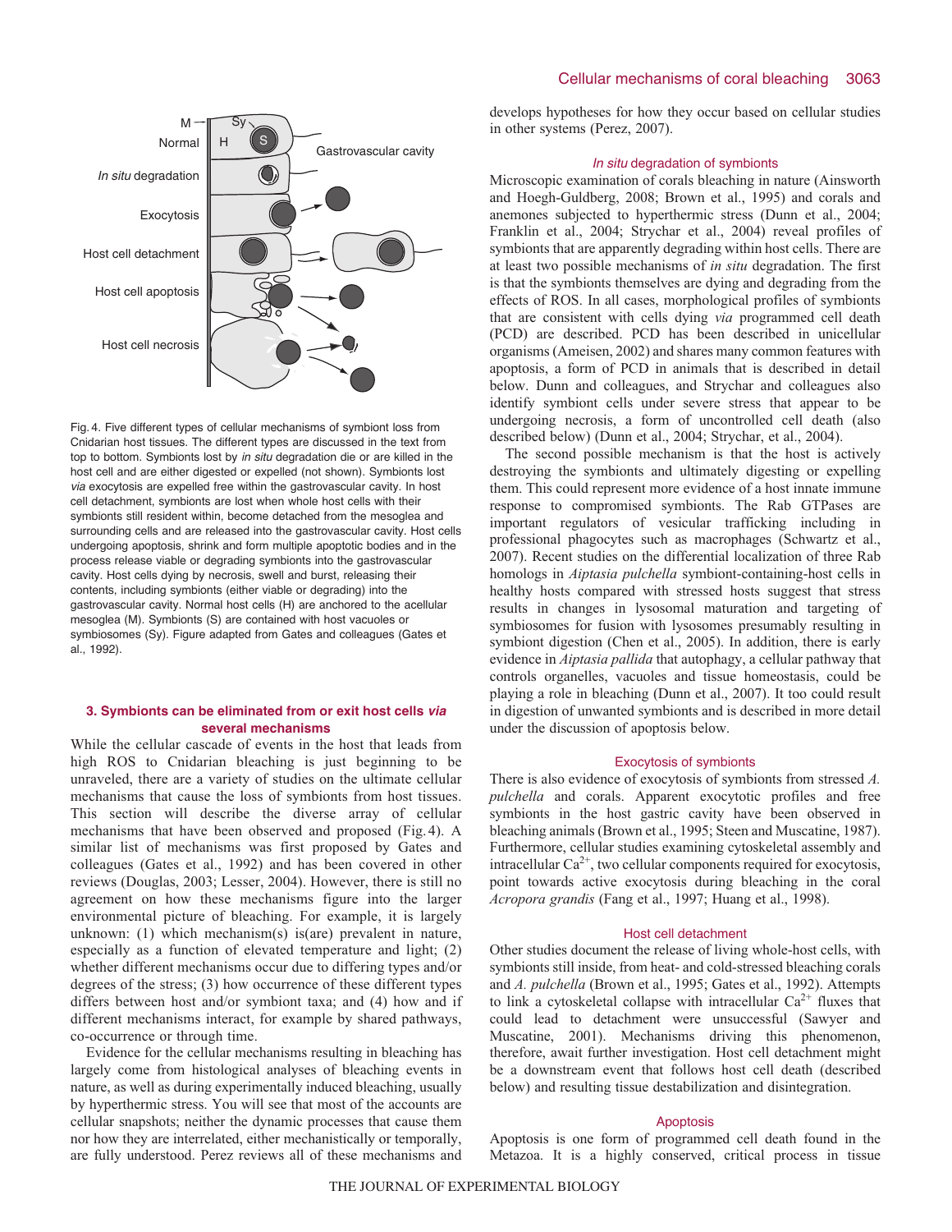Fig. 4. Five different types of cellular mechanisms of symbiont loss from Cnidarian host tissues. The different types are discussed in the text from top to bottom. Symbionts lost by *in situ* degradation die or are killed in the host cell and are either digested or expelled (not shown). Symbionts lost *via* exocytosis are expelled free within the gastrovascular cavity. In host cell detachment, symbionts are lost when whole host cells with their symbionts still resident within, become detached from the mesoglea and surrounding cells and are released into the gastrovascular cavity. Host cells undergoing apoptosis, shrink and form multiple apoptotic bodies and in the process release viable or degrading symbionts into the gastrovascular cavity. Host cells dying by necrosis, swell and burst, releasing their contents, including symbionts (either viable or degrading) into the gastrovascular cavity. Normal host cells (H) are anchored to the acellular mesoglea (M). Symbionts (S) are contained with host vacuoles or symbiosomes (Sy). Figure adapted from Gates and colleagues (Gates et al., 1992).

## 3. Symbionts can be eliminated from or exit host cells *via* several mechanisms

While the cellular cascade of events in the host that leads from high ROS to Cnidarian host bleaching is just beginning to be unraveled, there are a variety of studies on the ultimate cellular mechanisms that cause the loss of symbionts from host tissues. This section will describe the diverse array of cellular mechanisms that have been observed and proposed (Fig. 4). A similar list of mechanisms was first proposed by Gates and colleagues (Gates et al., 1992) and has been covered in other reviews (Douglas, 2003; Lesser, 2004). However, there is still no agreement on how these mechanisms figure into the larger environmental picture of bleaching. For example, it is largely unknown: (1) which mechanism(s) is(are) prevalent in nature, especially as a function of elevated temperature and light; (2) whether different mechanisms occur due to differing types and/or degrees of the stress; (3) how occurrence of these different types differs between host and/or symbiont taxa; and (4) how and if different mechanisms interact, for example by shared pathways, co-occurrence or through time.

Evidence for the cellular mechanisms resulting in bleaching has largely come from histological analyses of bleaching events in nature, as well as during experimentally induced bleaching, usually by hyperthermic stress. You will see that most of the accounts are cellular snapshots; neither the dynamic processes that cause them nor how they are interrelated, either mechanistically or temporally, are fully understood. Perez reviews all of these mechanisms and develops hypotheses for how they occur based on cellular studies in other systems (Perez, 2007).

### *In situ* degradation of symbionts

Microscopic examination of corals bleaching in nature (Ainsworth and Hoegh-Guldberg, 2008; Brown et al., 1995) and corals and anemones subjected to hyperthermic stress (Dunn et al., 2004; Franklin et al., 2004; Strychar et al., 2004) reveal profiles of symbionts that are apparently degrading within host cells. There are at least two possible mechanisms of *in situ* degradation. The first is that the symbionts themselves are dying and degrading from the effects of ROS. In all cases, morphological profiles of symbionts that are consistent with cells dying *via* programmed cell death (PCD) are described. PCD has been described in unicellular organisms (Ameisen, 2002) and shares many common features with apoptosis, a form of PCD in animals that is described in detail below. Dunn and colleagues, and Strychar and colleagues also identify symbiont cells under severe stress that appear to be undergoing necrosis, a form of uncontrolled cell death (also described below) (Dunn et al., 2004; Strychar, et al., 2004).

The second possible mechanism is that the host is actively destroying the symbionts and ultimately digesting or expelling them. This could represent more evidence of a host innate immune response to compromised symbionts. The Rab GTPases are important regulators of vesicular trafficking including in professional phagocytes such as macrophages (Schwartz et al., 2007). Recent studies on the differential localization of three Rab homologs in *Aiptasia pulchella* symbiont-containing-host cells in healthy hosts compared with stressed hosts suggest that stress results in changes in lysosomal maturation and targeting of symbiosomes for fusion with lysosomes presumably resulting in symbiont digestion (Chen et al., 2005). In addition, there is early evidence in *Aiptasia pallida* that autophagy, a cellular pathway that controls organelles, vacuoles and tissue homeostasis, could be playing a role in bleaching (Dunn et al., 2007). It too could result in digestion of unwanted symbionts and is described in more detail under the discussion of apoptosis below.

### Exocytosis of symbionts

There is also evidence of exocytosis of symbionts from stressed *A. pulchella* and corals. Apparent exocytotic profiles and free symbionts in the host gastric cavity have been observed in bleaching animals (Brown et al., 1995; Steen and Muscatine, 1987). Furthermore, cellular studies examining cytoskeletal assembly and intracellular $Ca^{2+}$, two cellular components required for exocytosis, point towards active exocytosis during bleaching in the coral *Acropora grandis* (Fang et al., 1997; Huang et al., 1998).

### Host cell detachment

Other studies document the release of living whole-host cells, with symbionts still inside, from heat- and cold-stressed bleaching corals and *A. pulchella* (Brown et al., 1995; Gates et al., 1992). Attempts to link a cytoskeletal collapse with intracellular $Ca^{2+}$ fluxes that could lead to detachment were unsuccessful (Sawyer and Muscatine, 2001). Mechanisms driving this phenomenon, therefore, await further investigation. Host cell detachment might be a downstream event that follows host cell death (described below) and resulting tissue destabilization and disintegration.

### Apoptosis

Apoptosis is one form of programmed cell death found in the Metazoa. It is a highly conserved, critical process in tissue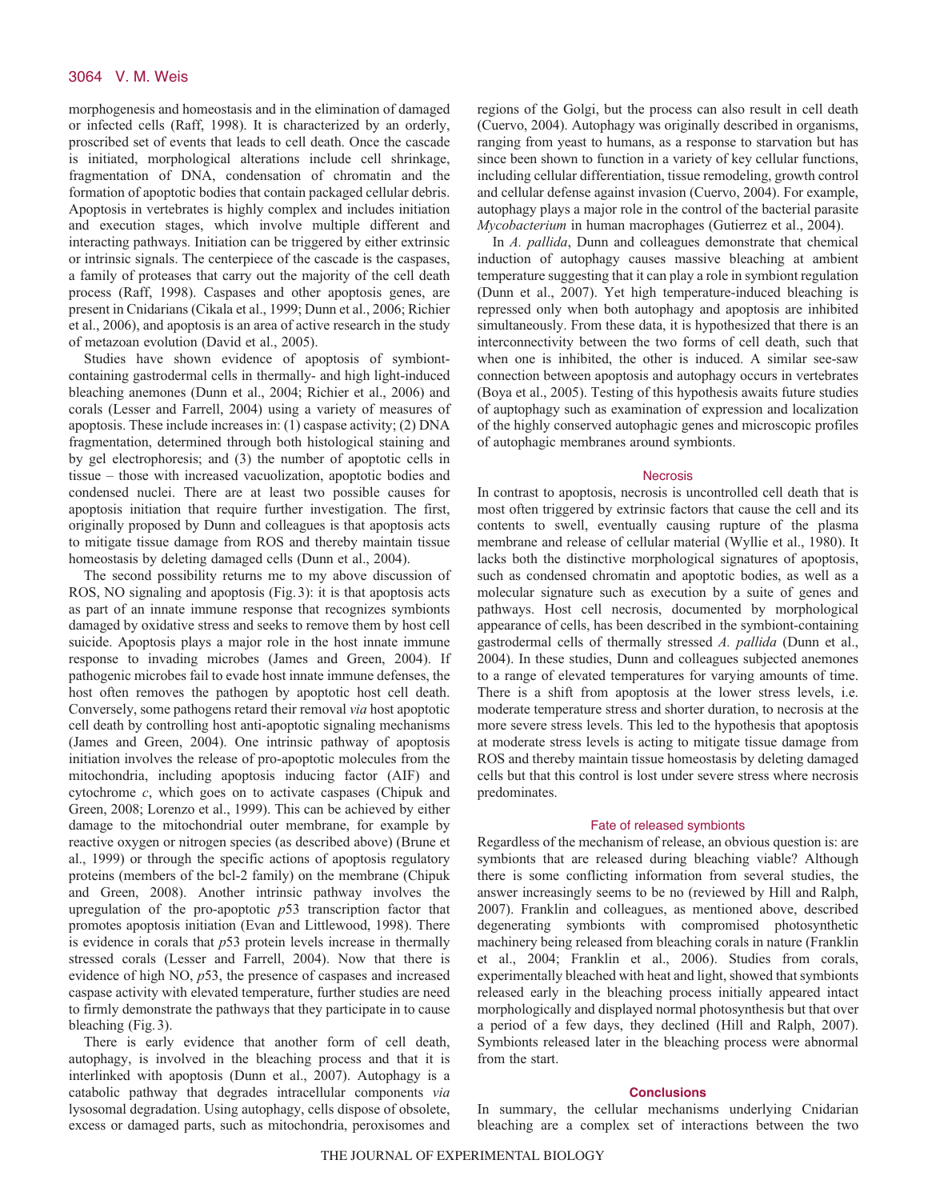morphogenesis and homeostasis and in the elimination of damaged or infected cells (Raff, 1998). It is characterized by an orderly, proscribed set of events that leads to cell death. Once the cascade is initiated, morphological alterations include cell shrinkage, fragmentation of DNA, condensation of chromatin and the formation of apoptotic bodies that contain packaged cellular debris. Apoptosis in vertebrates is highly complex and includes initiation and execution stages, which involve multiple different and interacting pathways. Initiation can be triggered by either extrinsic or intrinsic signals. The centerpiece of the cascade is the caspases, a family of proteases that carry out the majority of the cell death process (Raff, 1998). Caspases and other apoptosis genes, are present in Cnidarians (Cikala et al., 1999; Dunn et al., 2006; Richier et al., 2006), and apoptosis is an area of active research in the study of metazoan evolution (David et al., 2005).

Studies have shown evidence of apoptosis of symbiont-containing gastrodermal cells in thermally- and high light-induced bleaching anemones (Dunn et al., 2004; Richier et al., 2006) and corals (Lesser and Farrell, 2004) using a variety of measures of apoptosis. These include increases in: (1) caspase activity; (2) DNA fragmentation, determined through both histological staining and by gel electrophoresis; and (3) the number of apoptotic cells in tissue – those with increased vacuolization, apoptotic bodies and condensed nuclei. There are at least two possible causes for apoptosis initiation that require further investigation. The first, originally proposed by Dunn and colleagues is that apoptosis acts to mitigate tissue damage from ROS and thereby maintain tissue homeostasis by deleting damaged cells (Dunn et al., 2004).

The second possibility returns me to my above discussion of ROS, NO signaling and apoptosis (Fig. 3): it is that apoptosis acts as part of an innate immune response that recognizes symbionts damaged by oxidative stress and seeks to remove them by host cell suicide. Apoptosis plays a major role in the host innate immune response to invading microbes (James and Green, 2004). If pathogenic microbes fail to evade host innate immune defenses, the host often removes the pathogen by apoptotic host cell death. Conversely, some pathogens retard their removal *via* host apoptotic cell death by controlling host anti-apoptotic signaling mechanisms (James and Green, 2004). One intrinsic pathway of apoptosis initiation involves the release of pro-apoptotic molecules from the mitochondria, including apoptosis inducing factor (AIF) and cytochrome *c*, which goes on to activate caspases (Chipuk and Green, 2008; Lorenzo et al., 1999). This can be achieved by either damage to the mitochondrial outer membrane, for example by reactive oxygen or nitrogen species (as described above) (Brune et al., 1999) or through the specific actions of apoptosis regulatory proteins (members of the bcl-2 family) on the membrane (Chipuk and Green, 2008). Another intrinsic pathway involves the upregulation of the pro-apoptotic *p*53 transcription factor that promotes apoptosis initiation (Evan and Littlewood, 1998). There is evidence in corals that *p*53 protein levels increase in thermally stressed corals (Lesser and Farrell, 2004). Now that there is evidence of high NO, *p*53, the presence of caspases and increased caspase activity with elevated temperature, further studies are need to firmly demonstrate the pathways that they participate in to cause bleaching (Fig. 3).

There is early evidence that another form of cell death, autophagy, is involved in the bleaching process and that it is interlinked with apoptosis (Dunn et al., 2007). Autophagy is a catabolic pathway that degrades intracellular components *via* lysosomal degradation. Using autophagy, cells dispose of obsolete, excess or damaged parts, such as mitochondria, peroxisomes and regions of the Golgi, but the process can also result in cell death (Cuervo, 2004). Autophagy was originally described in organisms, ranging from yeast to humans, as a response to starvation but has since been shown to function in a variety of key cellular functions, including cellular differentiation, tissue remodeling, growth control and cellular defense against invasion (Cuervo, 2004). For example, autophagy plays a major role in the control of the bacterial parasite *Mycobacterium* in human macrophages (Gutierrez et al., 2004).

In *A. pallida*, Dunn and colleagues demonstrate that chemical induction of autophagy causes massive bleaching at ambient temperature suggesting that it can play a role in symbiont regulation (Dunn et al., 2007). Yet high temperature-induced bleaching is repressed only when both autophagy and apoptosis are inhibited simultaneously. From these data, it is hypothesized that there is an interconnectivity between the two forms of cell death, such that when one is inhibited, the other is induced. A similar see-saw connection between apoptosis and autophagy occurs in vertebrates (Boya et al., 2005). Testing of this hypothesis awaits future studies of auptophagy such as examination of expression and localization of the highly conserved autophagic genes and microscopic profiles of autophagic membranes around symbionts.

### Necrosis

In contrast to apoptosis, necrosis is uncontrolled cell death that is most often triggered by extrinsic factors that cause the cell and its contents to swell, eventually causing rupture of the plasma membrane and release of cellular material (Wyllie et al., 1980). It lacks both the distinctive morphological signatures of apoptosis, such as condensed chromatin and apoptotic bodies, as well as a molecular signature such as execution by a suite of genes and pathways. Host cell necrosis, documented by morphological appearance of cells, has been described in the symbiont-containing gastrodermal cells of thermally stressed *A. pallida* (Dunn et al., 2004). In these studies, Dunn and colleagues subjected anemones to a range of elevated temperatures for varying amounts of time. There is a shift from apoptosis at the lower stress levels, i.e. moderate temperature stress and shorter duration, to necrosis at the more severe stress levels. This led to the hypothesis that apoptosis at moderate stress levels is acting to mitigate tissue damage from ROS and thereby maintain tissue homeostasis by deleting damaged cells but that this control is lost under severe stress where necrosis predominates.

### Fate of released symbionts

Regardless of the mechanism of release, an obvious question is: are symbionts that are released during bleaching viable? Although there is some conflicting information from several studies, the answer increasingly seems to be no (reviewed by Hill and Ralph, 2007). Franklin and colleagues, as mentioned above, described degenerating symbionts with compromised photosynthetic machinery being released from bleaching corals in nature (Franklin et al., 2004; Franklin et al., 2006). Studies from corals, experimentally bleached with heat and light, showed that symbionts released early in the bleaching process initially appeared intact morphologically and displayed normal photosynthesis but that over a period of a few days, they declined (Hill and Ralph, 2007). Symbionts released later in the bleaching process were abnormal from the start.

## Conclusions

In summary, the cellular mechanisms underlying Cnidarian bleaching are a complex set of interactions between the two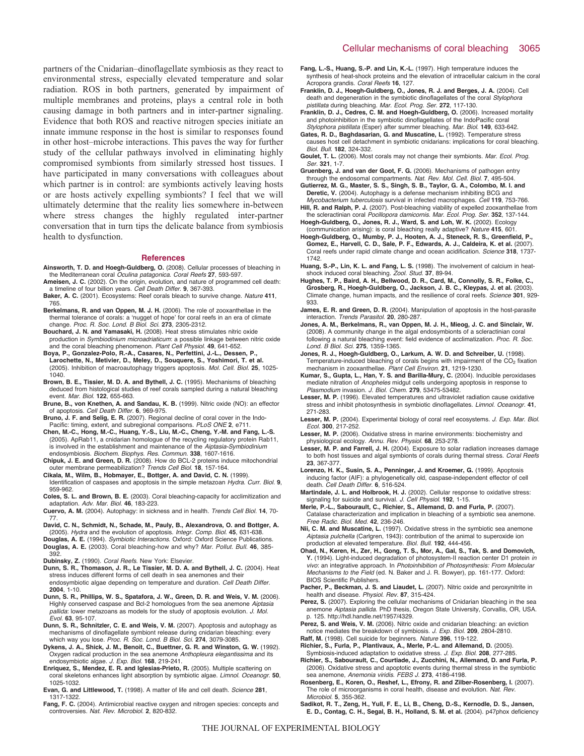partners of the Cnidarian–dinoflagellate symbiosis as they react to environmental stress, especially elevated temperature and solar radiation. ROS in both partners, generated by impairment of multiple membranes and proteins, plays a central role in both causing damage in both partners and in inter-partner signaling. Evidence that both ROS and reactive nitrogen species initiate an innate immune response in the host is similar to responses found in other host–microbe interactions. This paves the way for further study of the cellular pathways involved in eliminating highly compromised symbionts from similarly stressed host tissues. I have participated in many conversations with colleagues about which partner is in control: are symbionts actively leaving hosts or are hosts actively expelling symbionts? I feel that we will ultimately determine that the reality lies somewhere in-between where stress changes the highly regulated inter-partner conversation that in turn tips the delicate balance from symbiosis health to dysfunction.

## References

**Ainsworth, T. D. and Hoegh-Guldberg, O.** (2008). Cellular processes of bleaching in the Mediterranean coral *Oculina patagonica*. *Coral Reefs* **27**, 593-597.

**Ameisen, J. C.** (2002). On the origin, evolution, and nature of programmed cell death: a timeline of four billion years. *Cell Death Differ.* **9**, 367-393.

**Baker, A. C.** (2001). Ecosystems: Reef corals bleach to survive change. *Nature* **411**, 765.

**Berkelmans, R. and van Oppen, M. J. H.** (2006). The role of zooxanthellae in the thermal tolerance of corals: a 'nugget of hope' for coral reefs in an era of climate change. *Proc. R. Soc. Lond. B Biol. Sci.* **273**, 2305-2312.

**Bouchard, J. N. and Yamasaki, H.** (2008). Heat stress stimulates nitric oxide production in *Symbiodinium microadriaticum*: a possible linkage between nitric oxide and the coral bleaching phenomenon. *Plant Cell Physiol.* **49**, 641-652.

**Boya, P., Gonzalez-Polo, R.-A., Casares, N., Perfettini, J.-L., Dessen, P., Larochette, N., Metivier, D., Meley, D., Souquere, S., Yoshimori, T. et al.** (2005). Inhibition of macroautophagy triggers apoptosis. *Mol. Cell. Biol.* **25**, 1025-1040.

**Brown, B. E., Tissier, M. D. A. and Bythell, J. C.** (1995). Mechanisms of bleaching deduced from histological studies of reef corals sampled during a natural bleaching event. *Mar. Biol.* **122**, 655-663.

**Brune, B., von Knethen, A. and Sandau, K. B.** (1999). Nitric oxide (NO): an effector of apoptosis. *Cell Death Differ.* **6**, 969-975.

**Bruno, J. F. and Selig, E. R.** (2007). Regional decline of coral cover in the Indo-Pacific: timing, extent, and subregional comparisons. *PLoS ONE* **2**, e711.

**Chen, M.-C., Hong, M.-C., Huang, Y.-S., Liu, M.-C., Cheng, Y.-M. and Fang, L.-S.** (2005). ApRab11, a cnidarian homologue of the recycling regulatory protein Rab11, is involved in the establishment and maintenance of the *Aiptasia-Symbiodinium* endosymbiosis. *Biochem. Biophys. Res. Commun.* **338**, 1607-1616.

**Chipuk, J. E. and Green, D. R.** (2008). How do BCL-2 proteins induce mitochondrial outer membrane permeabilization? *Trends Cell Biol.* **18**, 157-164.

**Cikala, M., Wilm, B., Hobmayer, E., Bottger, A. and David, C. N.** (1999). Identification of caspases and apoptosis in the simple metazoan *Hydra*. *Curr. Biol.* **9**, 959-962.

**Coles, S. L. and Brown, B. E.** (2003). Coral bleaching-capacity for acclimitization and adaptation. *Adv. Mar. Biol.* **46**, 183-223.

**Cuervo, A. M.** (2004). Autophagy: in sickness and in health. *Trends Cell Biol.* **14**, 70-77.

**David, C. N., Schmidt, N., Schade, M., Pauly, B., Alexandrova, O. and Bottger, A.** (2005). *Hydra* and the evolution of apoptosis. *Integr. Comp. Biol.* **45**, 631-638.

**Douglas, A. E.** (1994). *Symbiotic Interactions*. Oxford: Oxford Science Publications.

**Douglas, A. E.** (2003). Coral bleaching-how and why? *Mar. Pollut. Bull.* **46**, 385-392.

**Dubinsky, Z.** (1990). *Coral Reefs*. New York: Elsevier.

**Dunn, S. R., Thomason, J. R., Le Tissier, M. D. A. and Bythell, J. C.** (2004). Heat stress induces different forms of cell death in sea anemones and their endosymbiotic algae depending on temperature and duration. *Cell Death Differ.* **2004**, 1-10.

**Dunn, S. R., Phillips, W. S., Spatafora, J. W., Green, D. R. and Weis, V. M.** (2006). Highly conserved caspase and Bcl-2 homologues from the sea anemone *Aiptasia pallida*: lower metazoans as models for the study of apoptosis evolution. *J. Mol. Evol.* **63**, 95-107.

**Dunn, S. R., Schnitzler, C. E. and Weis, V. M.** (2007). Apoptosis and autophagy as mechanisms of dinoflagellate symbiont release during cnidarian bleaching: every which way you lose. *Proc. R. Soc. Lond. B Biol. Sci.* **274**, 3079-3085.

**Dykens, J. A., Shick, J. M., Benoit, C., Buettner, G. R. and Winston, G. W.** (1992). Oxygen radical production in the sea anemone *Anthopleura elegantissima* and its endosymbiotic algae. *J. Exp. Biol.* **168**, 219-241.

**Enriquez, S., Mendez, E. R. and Iglesias-Prieto, R.** (2005). Multiple scattering on coral skeletons enhances light absorption by symbiotic algae. *Limnol. Oceanogr.* **50**, 1025-1032.

**Evan, G. and Littlewood, T.** (1998). A matter of life and cell death. *Science* **281**, 1317-1322.

**Fang, F. C.** (2004). Antimicrobial reactive oxygen and nitrogen species: concepts and controversies. *Nat. Rev. Microbiol.* **2**, 820-832.

**Fang, L.-S., Huang, S.-P. and Lin, K.-L.** (1997). High temperature induces the synthesis of heat-shock proteins and the elevation of intracellular calcium in the coral Acropora grandis. *Coral Reefs* **16**, 127.

**Franklin, D. J., Hoegh-Guldberg, O., Jones, R. J. and Berges, J. A.** (2004). Cell death and degeneration in the symbiotic dinoflagellates of the coral *Stylophora pistillata* during bleaching. *Mar. Ecol. Prog. Ser.* **272**, 117-130.

**Franklin, D. J., Cedres, C. M. and Hoegh-Guldberg, O.** (2006). Increased mortality and photoinhibition in the symbiotic dinoflagellates of the IndoPacific coral *Stylophora pistillata* (Esper) after summer bleaching. *Mar. Biol.* **149**, 633-642.

**Gates, R. D., Baghdasarian, G. and Muscatine, L.** (1992). Temperature stress causes host cell detachment in symbiotic cnidarians: implications for coral bleaching. *Biol. Bull.* **182**, 324-332.

**Goulet, T. L.** (2006). Most corals may not change their symbionts. *Mar. Ecol. Prog. Ser.* **321**, 1-7.

**Gruenberg, J. and van der Goot, F. G.** (2006). Mechanisms of pathogen entry through the endosomal compartments. *Nat. Rev. Mol. Cell. Biol.* **7**, 495-504.

**Gutierrez, M. G., Master, S. S., Singh, S. B., Taylor, G. A., Colombo, M. I. and Deretic, V.** (2004). Autophagy is a defense mechanism inhibiting BCG and *Mycobacterium tuberculosis* survival in infected macrophages. *Cell* **119**, 753-766.

**Hill, R. and Ralph, P. J.** (2007). Post-bleaching viability of expelled zooxanthellae from the scleractinian coral *Pocillopora damicornis*. *Mar. Ecol. Prog. Ser.* **352**, 137-144.

**Hoegh-Guldberg, O., Jones, R. J., Ward, S. and Loh, W. K.** (2002). Ecology (communication arising): is coral bleaching really adaptive? *Nature* **415**, 601.

**Hoegh-Guldberg, O., Mumby, P. J., Hooten, A. J., Steneck, R. S., Greenfield, P., Gomez, E., Harvell, C. D., Sale, P. F., Edwards, A. J., Caldeira, K. et al.** (2007). Coral reefs under rapid climate change and ocean acidification. *Science* **318**, 1737-1742.

**Huang, S.-P., Lin, K. L. and Fang, L. S.** (1998). The involvement of calcium in heat-shock induced coral bleaching. *Zool. Stud.* **37**, 89-94.

**Hughes, T. P., Baird, A. H., Bellwood, D. R., Card, M., Connolly, S. R., Folke, C., Grosberg, R., Hoegh-Guldberg, O., Jackson, J. B. C., Kleypas, J. et al.** (2003). Climate change, human impacts, and the resilience of coral reefs. *Science* **301**, 929-933.

**James, E. R. and Green, D. R.** (2004). Manipulation of apoptosis in the host-parasite interaction. *Trends Parasitol.* **20**, 280-287.

**Jones, A. M., Berkelmans, R., van Oppen, M. J. H., Mieog, J. C. and Sinclair, W.** (2008). A community change in the algal endosymbionts of a scleractinian coral following a natural bleaching event: field evidence of acclimatization. *Proc. R. Soc. Lond. B Biol. Sci.* **275**, 1359-1365.

**Jones, R. J., Hoegh-Guldberg, O., Larkum, A. W. D. and Schreiber, U.** (1998). Temperature-induced bleaching of corals begins with impairment of the $CO_2$ fixation mechanism in zooxanthellae. *Plant Cell Environ.* **21**, 1219-1230.

**Kumar, S., Gupta, L., Han, Y. S. and Barilla-Mury, C.** (2004). Inducible peroxidases mediate nitration of *Anopheles* midgut cells undergoing apoptosis in response to *Plasmodium* invasion. *J. Biol. Chem.* **279**, 53475-53482.

**Lesser, M. P.** (1996). Elevated temperatures and ultraviolet radiation cause oxidative stress and inhibit photosynthesis in symbiotic dinoflagellates. *Limnol. Oceanogr.* **41**, 271-283.

**Lesser, M. P.** (2004). Experimental biology of coral reef ecosystems. *J. Exp. Mar. Biol. Ecol.* **300**, 217-252.

**Lesser, M. P.** (2006). Oxidative stress in marine environments: biochemistry and physiological ecology. *Annu. Rev. Physiol.* **68**, 253-278.

**Lesser, M. P. and Farrell, J. H.** (2004). Exposure to solar radiation increases damage to both host tissues and algal symbionts of corals during thermal stress. *Coral Reefs* **23**, 367-377.

**Lorenzo, H. K., Susin, S. A., Penninger, J. and Kroemer, G.** (1999). Apoptosis inducing factor (AIF): a phylogenetically old, caspase-independent effector of cell death. *Cell Death Differ.* **6**, 516-524.

**Martindale, J. L. and Holbrook, H. J.** (2002). Cellular response to oxidative stress: signaling for suicide and survival. *J. Cell Physiol.* **192**, 1-15.

**Merle, P.-L., Sabourault, C., Richier, S., Allemand, D. and Furla, P.** (2007). Catalase characterization and implication in bleaching of a symbiotic sea anemone. *Free Radic. Biol. Med.* **42**, 236-246.

**Nii, C. M. and Muscatine, L.** (1997). Oxidative stress in the symbiotic sea anemone *Aiptasia pulchella* (Carlgren, 1943): contribution of the animal to superoxide ion production at elevated temperature. *Biol. Bull.* **192**, 444-456.

**Ohad, N., Keren, H., Zer, H., Gong, T. S., Mor, A., Gal, S., Tak, S. and Domovich, Y.** (1994). Light-induced degradation of photosystem-II reaction center D1 protein *in vivo*: an integrative approach. In *Photoinhibition of Photosynthesis: From Molecular Mechanisms to the Field* (ed. N. Baker and J. R. Bowyer), pp. 161-177. Oxford: BIOS Scientific Publishers.

**Pacher, P., Beckman, J. S. and Liaudet, L.** (2007). Nitric oxide and peroxynitrite in health and disease. *Physiol. Rev.* **87**, 315-424.

**Perez, S.** (2007). Exploring the cellular mechanisms of Cnidarian bleaching in the sea anemone *Aiptasia pallida*. PhD thesis, Oregon State University, Corvallis, OR, USA. p. 125. http://hdl.handle.net/1957/4329.

**Perez, S. and Weis, V. M.** (2006). Nitric oxide and cnidarian bleaching: an eviction notice mediates the breakdown of symbiosis. *J. Exp. Biol.* **209**, 2804-2810.

**Raff, M.** (1998). Cell suicide for beginners. *Nature* **396**, 119-122.

**Richier, S., Furla, P., Plantivaux, A., Merle, P.-L. and Allemand, D.** (2005). Symbiosis-induced adaptation to oxidative stress. *J. Exp. Biol.* **208**, 277-285.

**Richier, S., Sabourault, C., Courtiade, J., Zucchini, N., Allemand, D. and Furla, P.** (2006). Oxidative stress and apoptotic events during thermal stress in the symbiotic sea anemone, *Anemonia viridis*. *FEBS J.* **273**, 4186-4198.

**Rosenberg, E., Koren, O., Reshef, L., Efrony, R. and Zilber-Rosenberg, I.** (2007). The role of microorganisms in coral health, disease and evolution. *Nat. Rev. Microbiol.* **5**, 355-362.

**Sadikot, R. T., Zeng, H., Yull, F. E., Li, B., Cheng, D.-S., Kernodle, D. S., Jansen, E. D., Contag, C. H., Segal, B. H., Holland, S. M. et al.** (2004). p47phox deficiency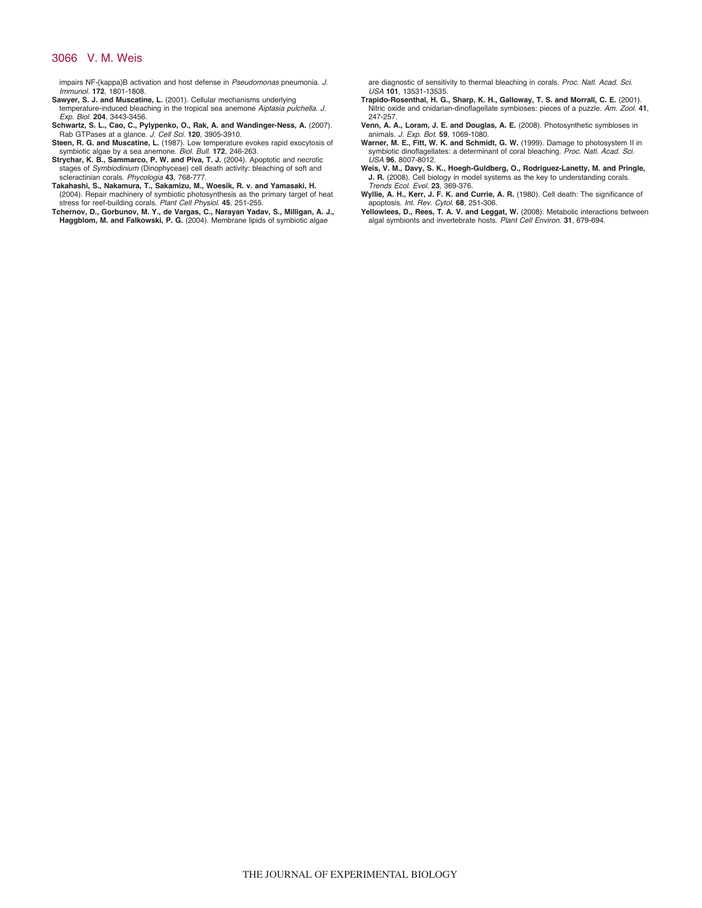impairs NF-{kappa}B activation and host defense in *Pseudomonas* pneumonia. *J. Immunol.* **172**, 1801-1808.

**Sawyer, S. J. and Muscatine, L.** (2001). Cellular mechanisms underlying temperature-induced bleaching in the tropical sea anemone *Aiptasia pulchella*. *J. Exp. Biol.* **204**, 3443-3456.

**Schwartz, S. L., Cao, C., Pylypenko, O., Rak, A. and Wandinger-Ness, A.** (2007). Rab GTPases at a glance. *J. Cell Sci.* **120**, 3905-3910.

**Steen, R. G. and Muscatine, L.** (1987). Low temperature evokes rapid exocytosis of symbiotic algae by a sea anemone. *Biol. Bull.* **172**, 246-263.

**Strychar, K. B., Sammarco, P. W. and Piva, T. J.** (2004). Apoptotic and necrotic stages of *Symbiodinium* (Dinophyceae) cell death activity: bleaching of soft and scleractinian corals. *Phycologia* **43**, 768-777.

**Takahashi, S., Nakamura, T., Sakamizu, M., Woesik, R. v. and Yamasaki, H.** (2004). Repair machinery of symbiotic photosynthesis as the primary target of heat stress for reef-building corals. *Plant Cell Physiol.* **45**, 251-255.

**Tchernov, D., Gorbunov, M. Y., de Vargas, C., Narayan Yadav, S., Milligan, A. J., Haggblom, M. and Falkowski, P. G.** (2004). Membrane lipids of symbiotic algae are diagnostic of sensitivity to thermal bleaching in corals. *Proc. Natl. Acad. Sci. USA* **101**, 13531-13535.

**Trapido-Rosenthal, H. G., Sharp, K. H., Galloway, T. S. and Morrall, C. E.** (2001). Nitric oxide and cnidarian-dinoflagellate symbioses: pieces of a puzzle. *Am. Zool.* **41**, 247-257.

**Venn, A. A., Loram, J. E. and Douglas, A. E.** (2008). Photosynthetic symbioses in animals. *J. Exp. Bot.* **59**, 1069-1080.

**Warner, M. E., Fitt, W. K. and Schmidt, G. W.** (1999). Damage to photosystem II in symbiotic dinoflagellates: a determinant of coral bleaching. *Proc. Natl. Acad. Sci. USA* **96**, 8007-8012.

**Weis, V. M., Davy, S. K., Hoegh-Guldberg, O., Rodriguez-Lanetty, M. and Pringle, J. R.** (2008). Cell biology in model systems as the key to understanding corals. *Trends Ecol. Evol.* **23**, 369-376.

**Wyllie, A. H., Kerr, J. F. K. and Currie, A. R.** (1980). Cell death: The significance of apoptosis. *Int. Rev. Cytol.* **68**, 251-306.

**Yellowlees, D., Rees, T. A. V. and Leggat, W.** (2008). Metabolic interactions between algal symbionts and invertebrate hosts. *Plant Cell Environ.* **31**, 679-694.